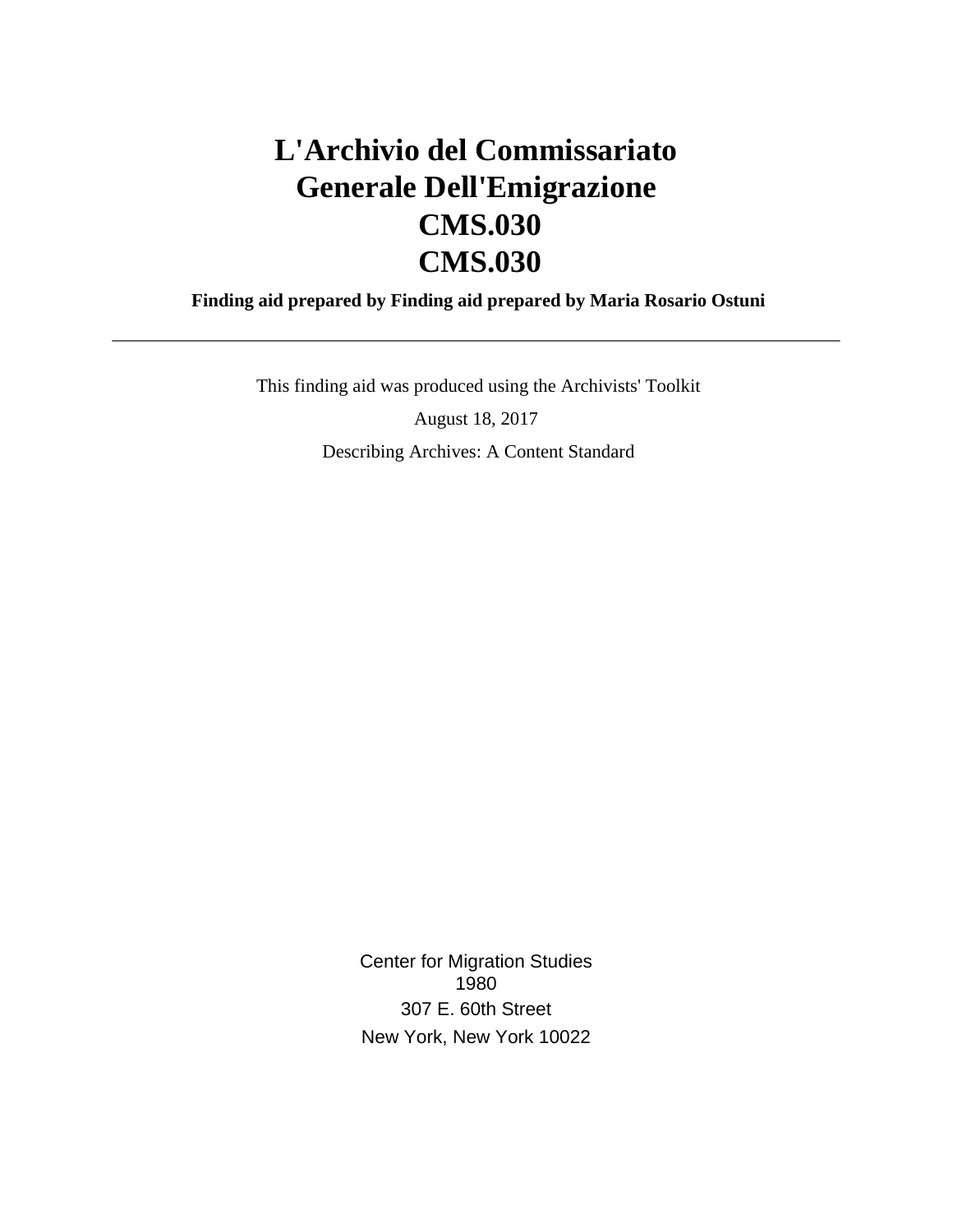# L'Archivio del Commissariato Generale Dell'Emigrazione
# CMS.030
# CMS.030

**Finding aid prepared by Finding aid prepared by Maria Rosario Ostuni**

---

This finding aid was produced using the Archivists' Toolkit

August 18, 2017

Describing Archives: A Content Standard

Center for Migration Studies
1980
307 E. 60th Street
New York, New York 10022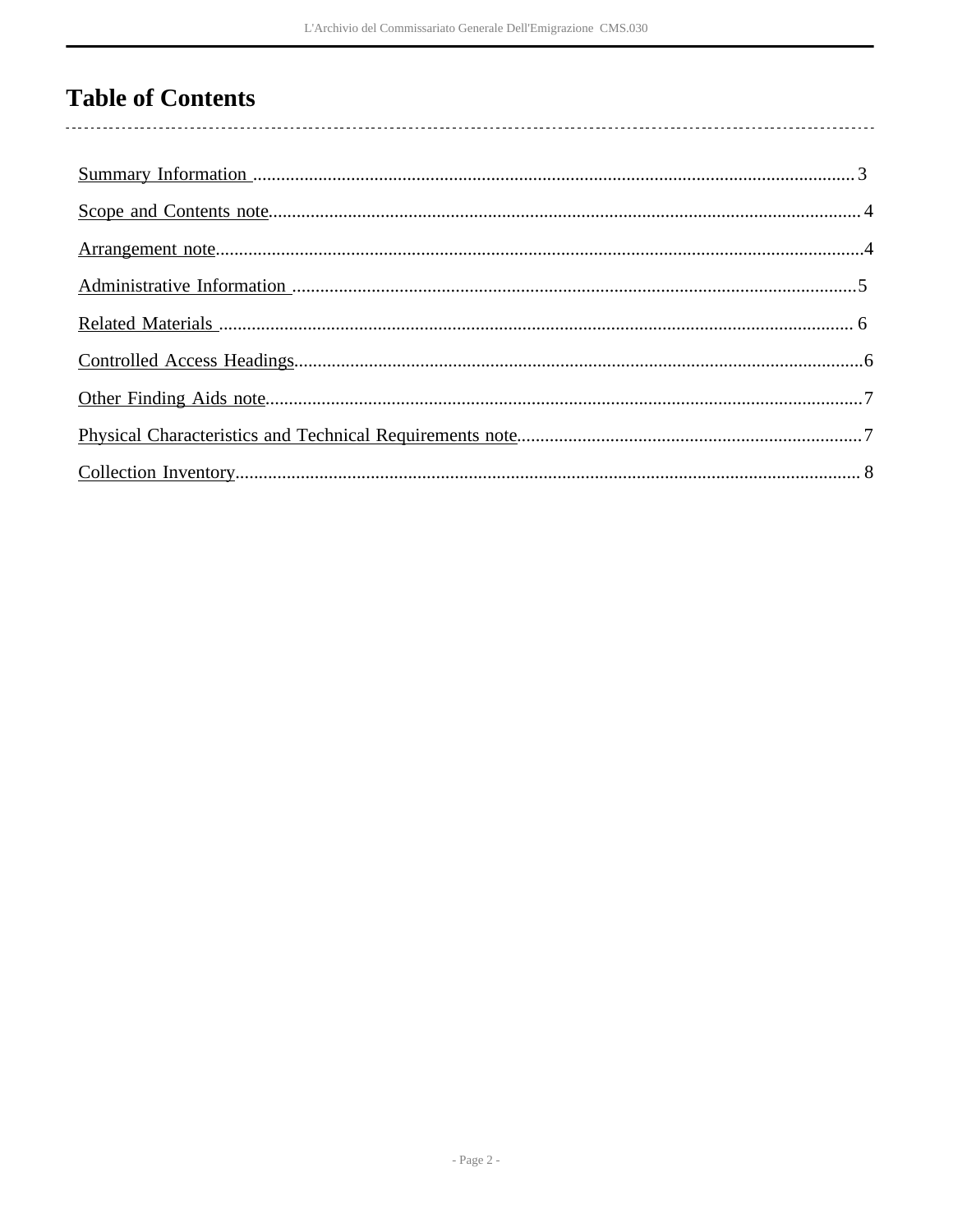# Table of Contents

Summary Information ............................................................................................................................3

Scope and Contents note.......................................................................................................................4

Arrangement note..................................................................................................................................4

Administrative Information ..................................................................................................................5

Related Materials ..................................................................................................................................6

Controlled Access Headings..................................................................................................................6

Other Finding Aids note........................................................................................................................7

Physical Characteristics and Technical Requirements note..................................................................7

Collection Inventory..............................................................................................................................8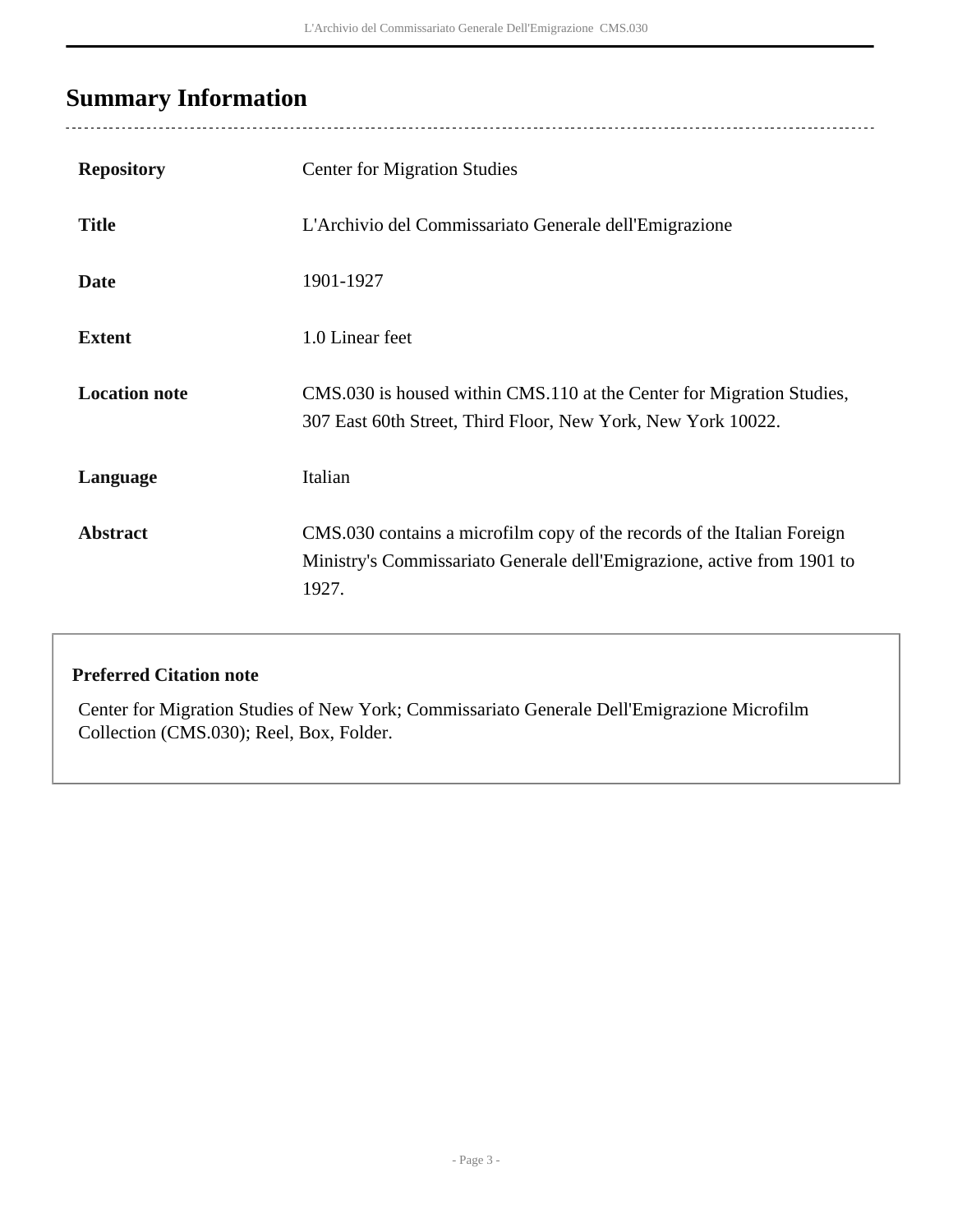## Summary Information

| | |
|---|---|
| **Repository** | Center for Migration Studies |
| **Title** | L'Archivio del Commissariato Generale dell'Emigrazione |
| **Date** | 1901-1927 |
| **Extent** | 1.0 Linear feet |
| **Location note** | CMS.030 is housed within CMS.110 at the Center for Migration Studies, 307 East 60th Street, Third Floor, New York, New York 10022. |
| **Language** | Italian |
| **Abstract** | CMS.030 contains a microfilm copy of the records of the Italian Foreign Ministry's Commissariato Generale dell'Emigrazione, active from 1901 to 1927. |

**Preferred Citation note**

Center for Migration Studies of New York; Commissariato Generale Dell'Emigrazione Microfilm Collection (CMS.030); Reel, Box, Folder.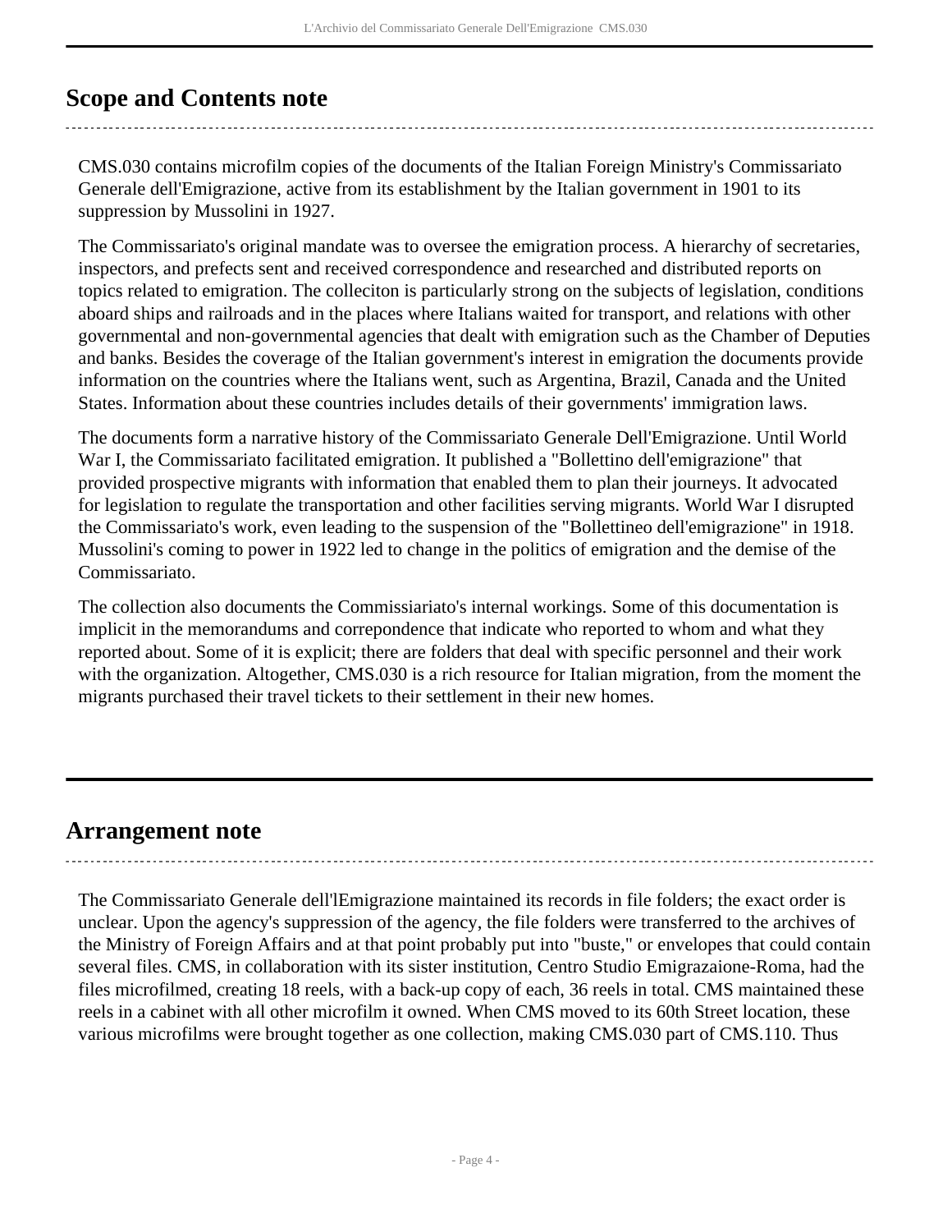## Scope and Contents note

CMS.030 contains microfilm copies of the documents of the Italian Foreign Ministry's Commissariato Generale dell'Emigrazione, active from its establishment by the Italian government in 1901 to its suppression by Mussolini in 1927.

The Commissariato's original mandate was to oversee the emigration process. A hierarchy of secretaries, inspectors, and prefects sent and received correspondence and researched and distributed reports on topics related to emigration. The colleciton is particularly strong on the subjects of legislation, conditions aboard ships and railroads and in the places where Italians waited for transport, and relations with other governmental and non-governmental agencies that dealt with emigration such as the Chamber of Deputies and banks. Besides the coverage of the Italian government's interest in emigration the documents provide information on the countries where the Italians went, such as Argentina, Brazil, Canada and the United States. Information about these countries includes details of their governments' immigration laws.

The documents form a narrative history of the Commissariato Generale Dell'Emigrazione. Until World War I, the Commissariato facilitated emigration. It published a "Bollettino dell'emigrazione" that provided prospective migrants with information that enabled them to plan their journeys. It advocated for legislation to regulate the transportation and other facilities serving migrants. World War I disrupted the Commissariato's work, even leading to the suspension of the "Bollettineo dell'emigrazione" in 1918. Mussolini's coming to power in 1922 led to change in the politics of emigration and the demise of the Commissariato.

The collection also documents the Commissiariato's internal workings. Some of this documentation is implicit in the memorandums and correpondence that indicate who reported to whom and what they reported about. Some of it is explicit; there are folders that deal with specific personnel and their work with the organization. Altogether, CMS.030 is a rich resource for Italian migration, from the moment the migrants purchased their travel tickets to their settlement in their new homes.

## Arrangement note

The Commissariato Generale dell'lEmigrazione maintained its records in file folders; the exact order is unclear. Upon the agency's suppression of the agency, the file folders were transferred to the archives of the Ministry of Foreign Affairs and at that point probably put into "buste," or envelopes that could contain several files. CMS, in collaboration with its sister institution, Centro Studio Emigrazaione-Roma, had the files microfilmed, creating 18 reels, with a back-up copy of each, 36 reels in total. CMS maintained these reels in a cabinet with all other microfilm it owned. When CMS moved to its 60th Street location, these various microfilms were brought together as one collection, making CMS.030 part of CMS.110. Thus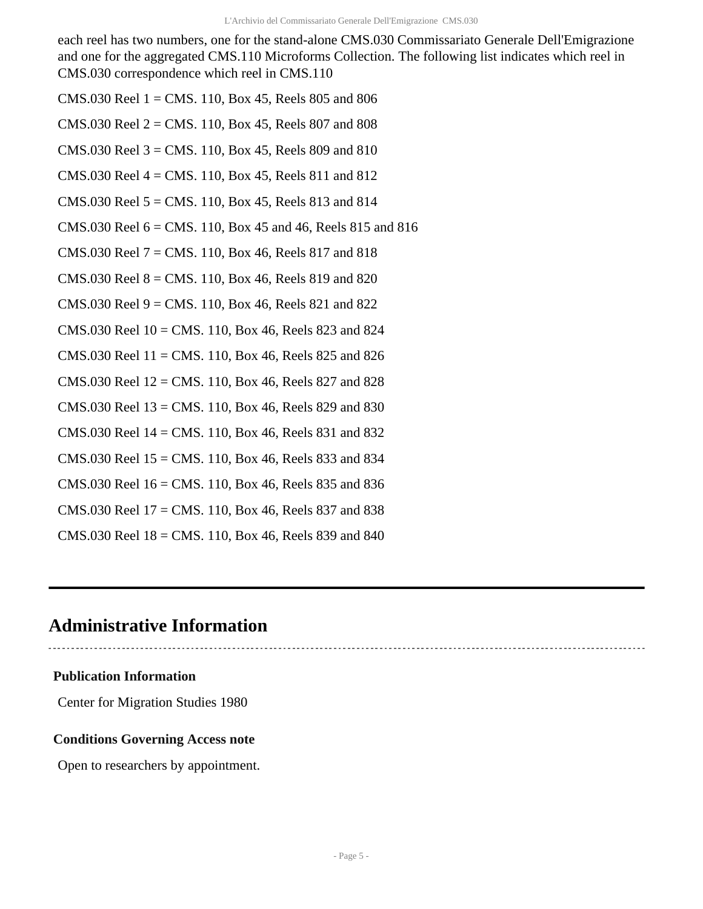each reel has two numbers, one for the stand-alone CMS.030 Commissariato Generale Dell'Emigrazione and one for the aggregated CMS.110 Microforms Collection. The following list indicates which reel in CMS.030 correspondence which reel in CMS.110

CMS.030 Reel 1 = CMS. 110, Box 45, Reels 805 and 806

CMS.030 Reel 2 = CMS. 110, Box 45, Reels 807 and 808

CMS.030 Reel 3 = CMS. 110, Box 45, Reels 809 and 810

CMS.030 Reel 4 = CMS. 110, Box 45, Reels 811 and 812

CMS.030 Reel 5 = CMS. 110, Box 45, Reels 813 and 814

CMS.030 Reel 6 = CMS. 110, Box 45 and 46, Reels 815 and 816

CMS.030 Reel 7 = CMS. 110, Box 46, Reels 817 and 818

CMS.030 Reel 8 = CMS. 110, Box 46, Reels 819 and 820

CMS.030 Reel 9 = CMS. 110, Box 46, Reels 821 and 822

CMS.030 Reel 10 = CMS. 110, Box 46, Reels 823 and 824

CMS.030 Reel 11 = CMS. 110, Box 46, Reels 825 and 826

CMS.030 Reel 12 = CMS. 110, Box 46, Reels 827 and 828

CMS.030 Reel 13 = CMS. 110, Box 46, Reels 829 and 830

CMS.030 Reel 14 = CMS. 110, Box 46, Reels 831 and 832

CMS.030 Reel 15 = CMS. 110, Box 46, Reels 833 and 834

CMS.030 Reel 16 = CMS. 110, Box 46, Reels 835 and 836

CMS.030 Reel 17 = CMS. 110, Box 46, Reels 837 and 838

CMS.030 Reel 18 = CMS. 110, Box 46, Reels 839 and 840

## Administrative Information

### Publication Information

Center for Migration Studies 1980

### Conditions Governing Access note

Open to researchers by appointment.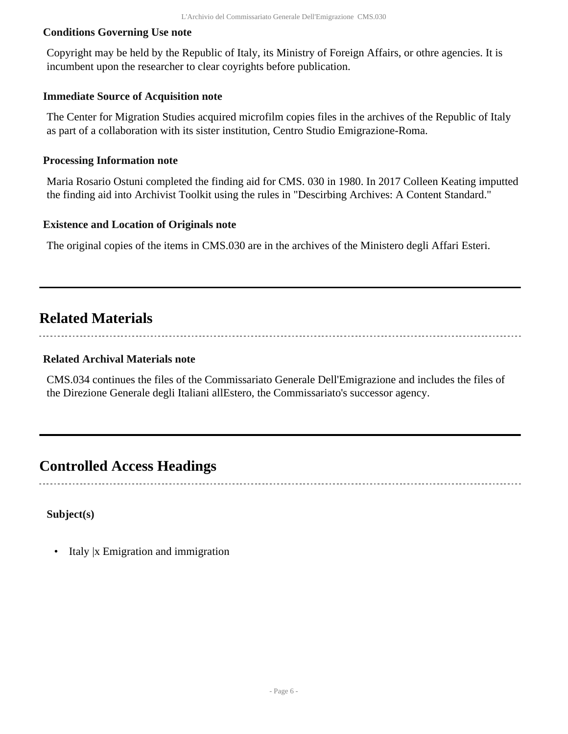### Conditions Governing Use note

Copyright may be held by the Republic of Italy, its Ministry of Foreign Affairs, or othre agencies. It is incumbent upon the researcher to clear coyrights before publication.

### Immediate Source of Acquisition note

The Center for Migration Studies acquired microfilm copies files in the archives of the Republic of Italy as part of a collaboration with its sister institution, Centro Studio Emigrazione-Roma.

### Processing Information note

Maria Rosario Ostuni completed the finding aid for CMS. 030 in 1980. In 2017 Colleen Keating imputted the finding aid into Archivist Toolkit using the rules in "Descirbing Archives: A Content Standard."

### Existence and Location of Originals note

The original copies of the items in CMS.030 are in the archives of the Ministero degli Affari Esteri.

## Related Materials

### Related Archival Materials note

CMS.034 continues the files of the Commissariato Generale Dell'Emigrazione and includes the files of the Direzione Generale degli Italiani allEstero, the Commissariato's successor agency.

## Controlled Access Headings

### Subject(s)

- Italy |x Emigration and immigration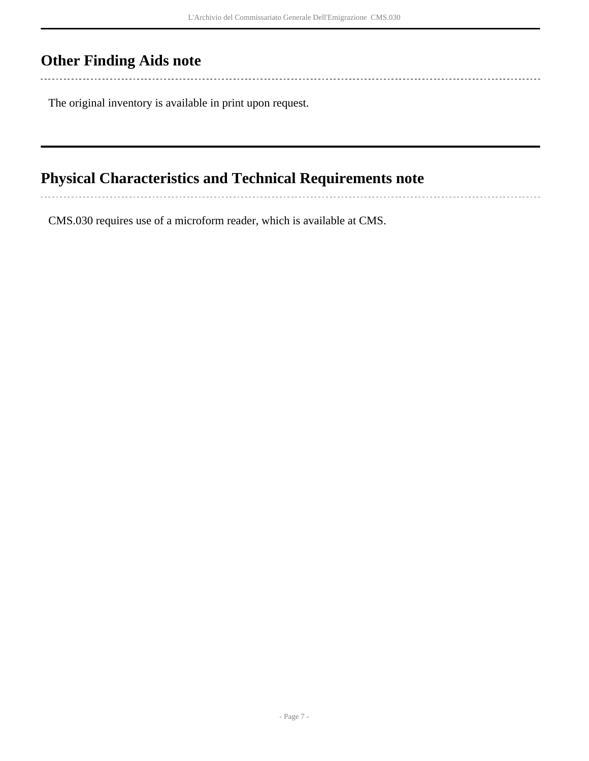## Other Finding Aids note

The original inventory is available in print upon request.

## Physical Characteristics and Technical Requirements note

CMS.030 requires use of a microform reader, which is available at CMS.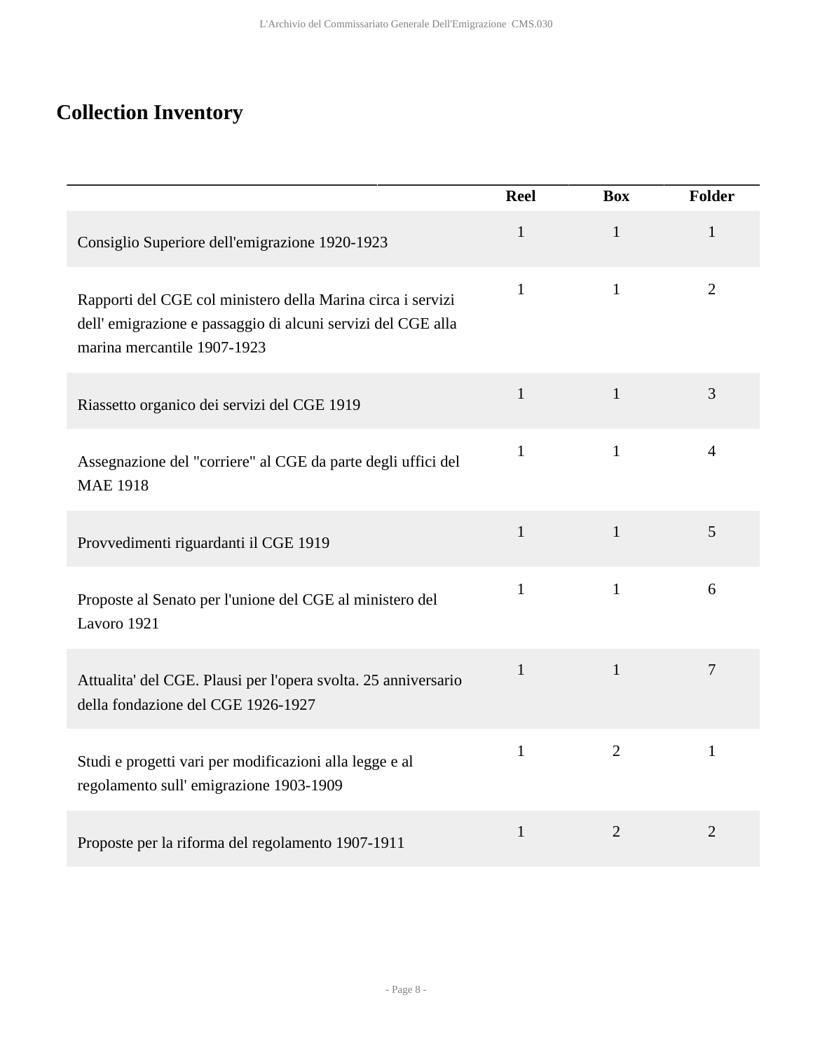## Collection Inventory

| | Reel | Box | Folder |
|---|---|---|---|
| Consiglio Superiore dell'emigrazione 1920-1923 | 1 | 1 | 1 |
| Rapporti del CGE col ministero della Marina circa i servizi dell' emigrazione e passaggio di alcuni servizi del CGE alla marina mercantile 1907-1923 | 1 | 1 | 2 |
| Riassetto organico dei servizi del CGE 1919 | 1 | 1 | 3 |
| Assegnazione del "corriere" al CGE da parte degli uffici del MAE 1918 | 1 | 1 | 4 |
| Provvedimenti riguardanti il CGE 1919 | 1 | 1 | 5 |
| Proposte al Senato per l'unione del CGE al ministero del Lavoro 1921 | 1 | 1 | 6 |
| Attualita' del CGE. Plausi per l'opera svolta. 25 anniversario della fondazione del CGE 1926-1927 | 1 | 1 | 7 |
| Studi e progetti vari per modificazioni alla legge e al regolamento sull' emigrazione 1903-1909 | 1 | 2 | 1 |
| Proposte per la riforma del regolamento 1907-1911 | 1 | 2 | 2 |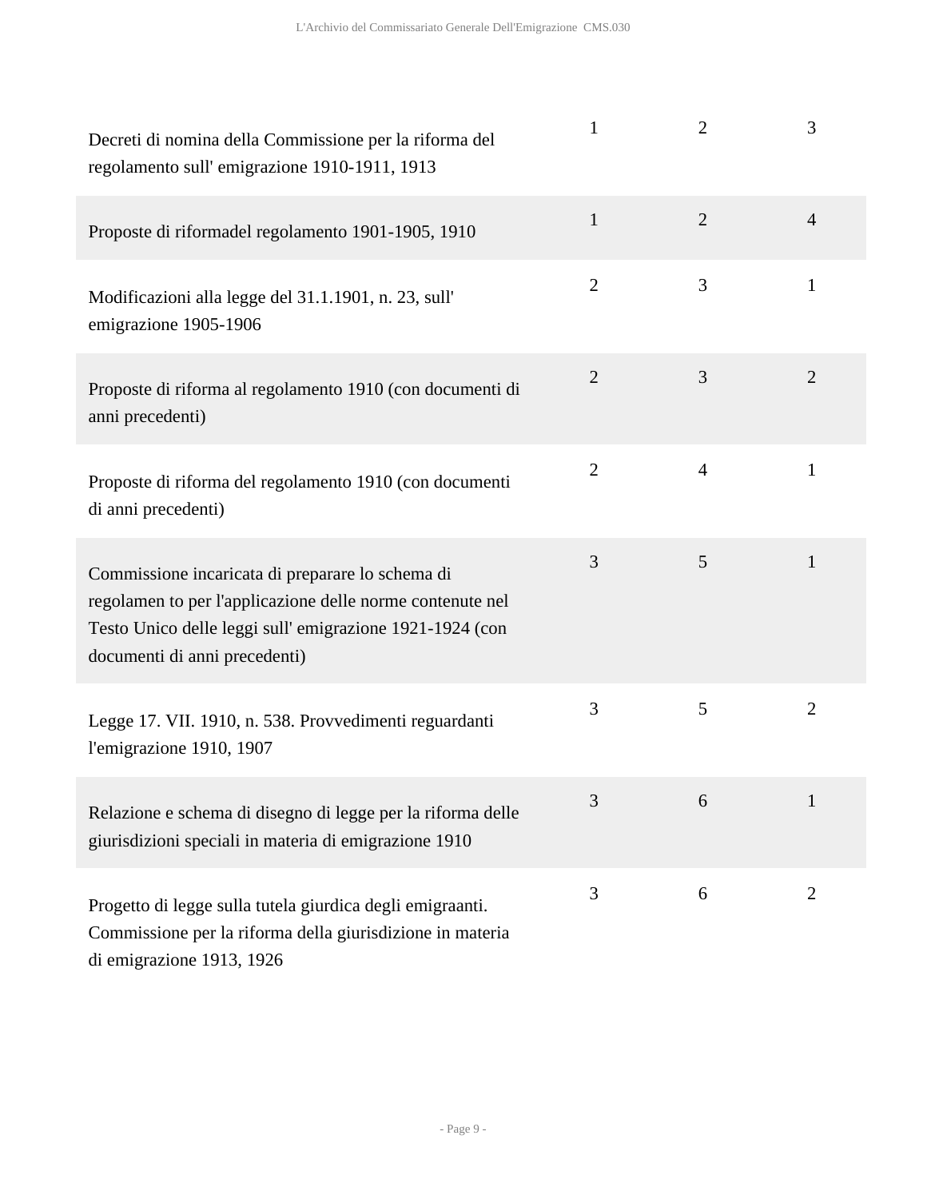| | | | |
|---|---|---|---|
| Decreti di nomina della Commissione per la riforma del regolamento sull' emigrazione 1910-1911, 1913 | 1 | 2 | 3 |
| Proposte di riformadel regolamento 1901-1905, 1910 | 1 | 2 | 4 |
| Modificazioni alla legge del 31.1.1901, n. 23, sull' emigrazione 1905-1906 | 2 | 3 | 1 |
| Proposte di riforma al regolamento 1910 (con documenti di anni precedenti) | 2 | 3 | 2 |
| Proposte di riforma del regolamento 1910 (con documenti di anni precedenti) | 2 | 4 | 1 |
| Commissione incaricata di preparare lo schema di regolamen to per l'applicazione delle norme contenute nel Testo Unico delle leggi sull' emigrazione 1921-1924 (con documenti di anni precedenti) | 3 | 5 | 1 |
| Legge 17. VII. 1910, n. 538. Provvedimenti reguardanti l'emigrazione 1910, 1907 | 3 | 5 | 2 |
| Relazione e schema di disegno di legge per la riforma delle giurisdizioni speciali in materia di emigrazione 1910 | 3 | 6 | 1 |
| Progetto di legge sulla tutela giurdica degli emigraanti. Commissione per la riforma della giurisdizione in materia di emigrazione 1913, 1926 | 3 | 6 | 2 |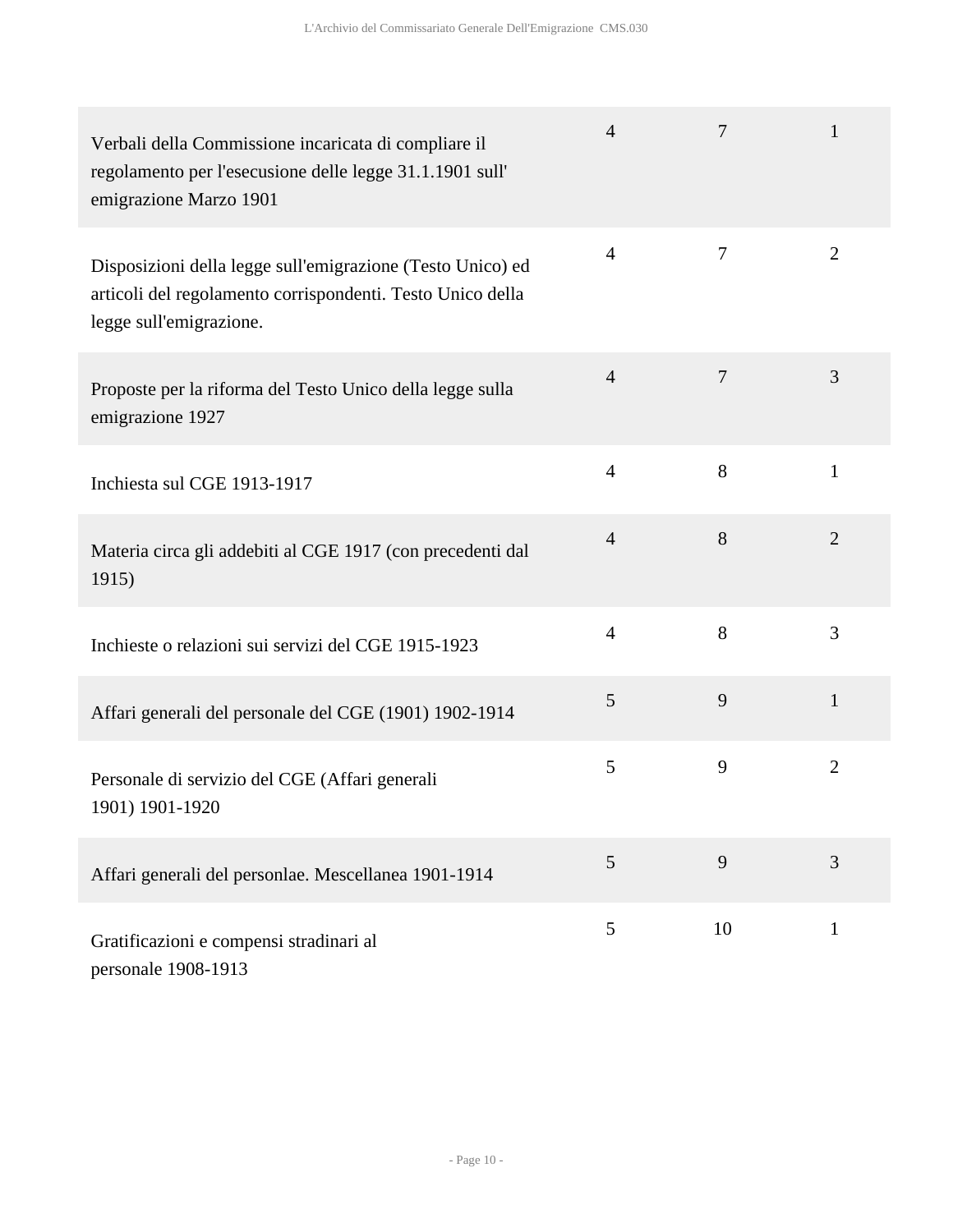| | | | |
|---|---|---|---|
| Verbali della Commissione incaricata di compliare il regolamento per l'esecusione delle legge 31.1.1901 sull' emigrazione Marzo 1901 | 4 | 7 | 1 |
| Disposizioni della legge sull'emigrazione (Testo Unico) ed articoli del regolamento corrispondenti. Testo Unico della legge sull'emigrazione. | 4 | 7 | 2 |
| Proposte per la riforma del Testo Unico della legge sulla emigrazione 1927 | 4 | 7 | 3 |
| Inchiesta sul CGE 1913-1917 | 4 | 8 | 1 |
| Materia circa gli addebiti al CGE 1917 (con precedenti dal 1915) | 4 | 8 | 2 |
| Inchieste o relazioni sui servizi del CGE 1915-1923 | 4 | 8 | 3 |
| Affari generali del personale del CGE (1901) 1902-1914 | 5 | 9 | 1 |
| Personale di servizio del CGE (Affari generali 1901) 1901-1920 | 5 | 9 | 2 |
| Affari generali del personlae. Mescellanea 1901-1914 | 5 | 9 | 3 |
| Gratificazioni e compensi stradinari al personale 1908-1913 | 5 | 10 | 1 |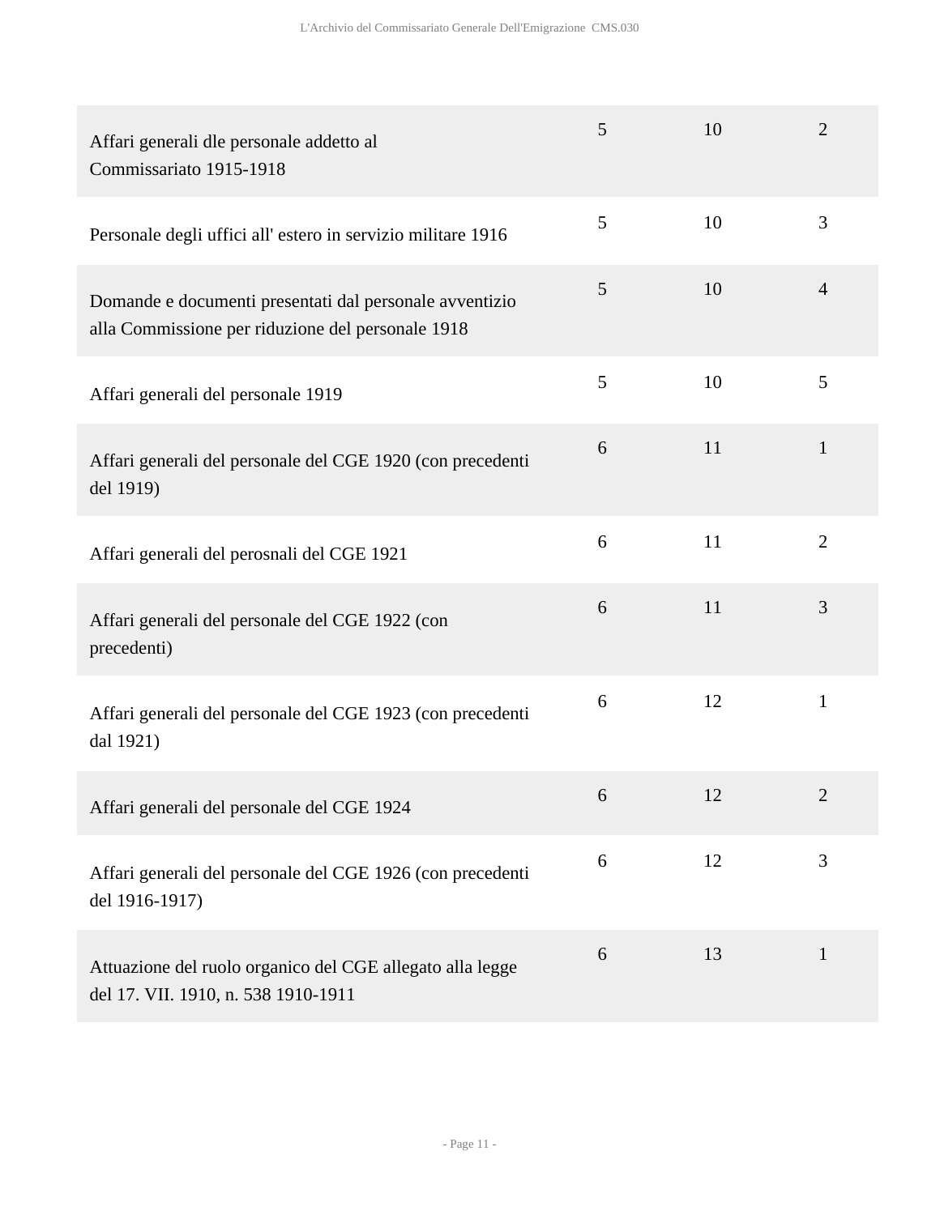| | | | |
|---|---|---|---|
| Affari generali dle personale addetto al Commissariato 1915-1918 | 5 | 10 | 2 |
| Personale degli uffici all' estero in servizio militare 1916 | 5 | 10 | 3 |
| Domande e documenti presentati dal personale avventizio alla Commissione per riduzione del personale 1918 | 5 | 10 | 4 |
| Affari generali del personale 1919 | 5 | 10 | 5 |
| Affari generali del personale del CGE 1920 (con precedenti del 1919) | 6 | 11 | 1 |
| Affari generali del perosnali del CGE 1921 | 6 | 11 | 2 |
| Affari generali del personale del CGE 1922 (con precedenti) | 6 | 11 | 3 |
| Affari generali del personale del CGE 1923 (con precedenti dal 1921) | 6 | 12 | 1 |
| Affari generali del personale del CGE 1924 | 6 | 12 | 2 |
| Affari generali del personale del CGE 1926 (con precedenti del 1916-1917) | 6 | 12 | 3 |
| Attuazione del ruolo organico del CGE allegato alla legge del 17. VII. 1910, n. 538 1910-1911 | 6 | 13 | 1 |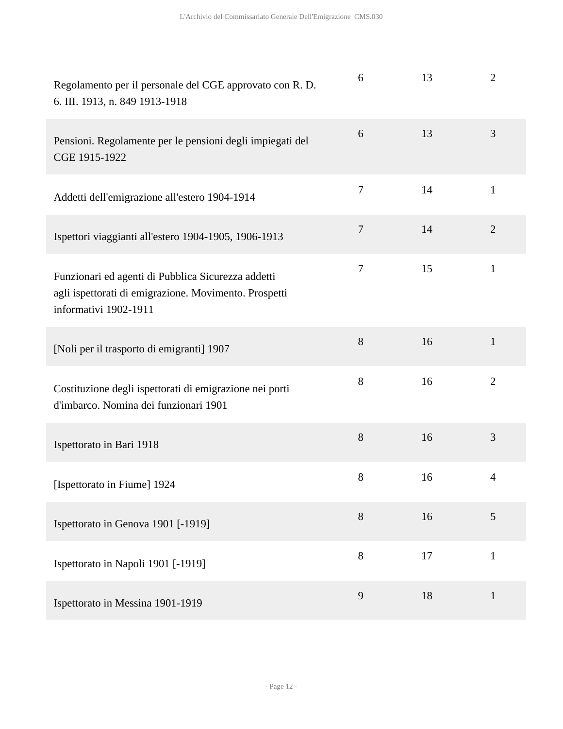| | | | |
|---|---|---|---|
| Regolamento per il personale del CGE approvato con R. D. 6. III. 1913, n. 849 1913-1918 | 6 | 13 | 2 |
| Pensioni. Regolamente per le pensioni degli impiegati del CGE 1915-1922 | 6 | 13 | 3 |
| Addetti dell'emigrazione all'estero 1904-1914 | 7 | 14 | 1 |
| Ispettori viaggianti all'estero 1904-1905, 1906-1913 | 7 | 14 | 2 |
| Funzionari ed agenti di Pubblica Sicurezza addetti agli ispettorati di emigrazione. Movimento. Prospetti informativi 1902-1911 | 7 | 15 | 1 |
| [Noli per il trasporto di emigranti] 1907 | 8 | 16 | 1 |
| Costituzione degli ispettorati di emigrazione nei porti d'imbarco. Nomina dei funzionari 1901 | 8 | 16 | 2 |
| Ispettorato in Bari 1918 | 8 | 16 | 3 |
| [Ispettorato in Fiume] 1924 | 8 | 16 | 4 |
| Ispettorato in Genova 1901 [-1919] | 8 | 16 | 5 |
| Ispettorato in Napoli 1901 [-1919] | 8 | 17 | 1 |
| Ispettorato in Messina 1901-1919 | 9 | 18 | 1 |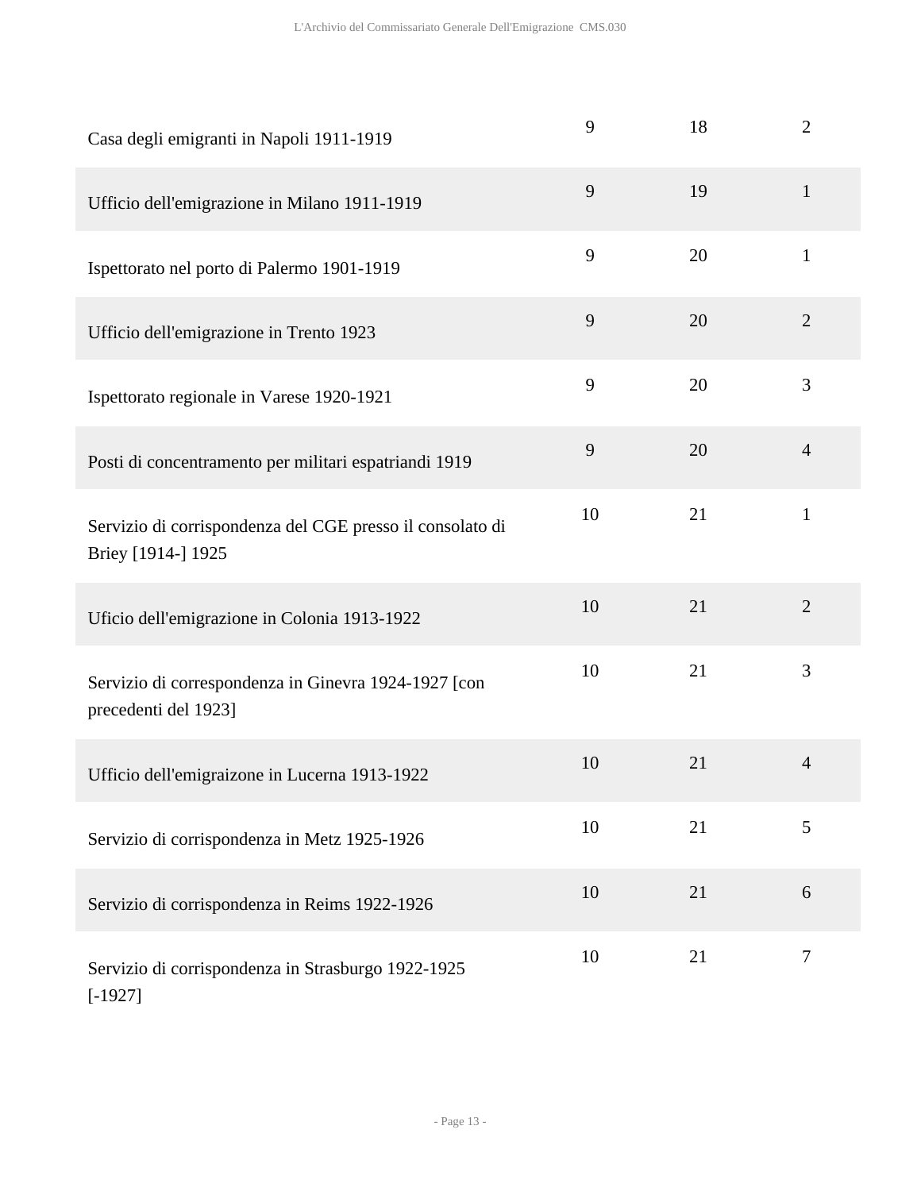| | | | |
|---|---|---|---|
| Casa degli emigranti in Napoli 1911-1919 | 9 | 18 | 2 |
| Ufficio dell'emigrazione in Milano 1911-1919 | 9 | 19 | 1 |
| Ispettorato nel porto di Palermo 1901-1919 | 9 | 20 | 1 |
| Ufficio dell'emigrazione in Trento 1923 | 9 | 20 | 2 |
| Ispettorato regionale in Varese 1920-1921 | 9 | 20 | 3 |
| Posti di concentramento per militari espatriandi 1919 | 9 | 20 | 4 |
| Servizio di corrispondenza del CGE presso il consolato di Briey [1914-] 1925 | 10 | 21 | 1 |
| Uficio dell'emigrazione in Colonia 1913-1922 | 10 | 21 | 2 |
| Servizio di correspondenza in Ginevra 1924-1927 [con precedenti del 1923] | 10 | 21 | 3 |
| Ufficio dell'emigraizone in Lucerna 1913-1922 | 10 | 21 | 4 |
| Servizio di corrispondenza in Metz 1925-1926 | 10 | 21 | 5 |
| Servizio di corrispondenza in Reims 1922-1926 | 10 | 21 | 6 |
| Servizio di corrispondenza in Strasburgo 1922-1925 [-1927] | 10 | 21 | 7 |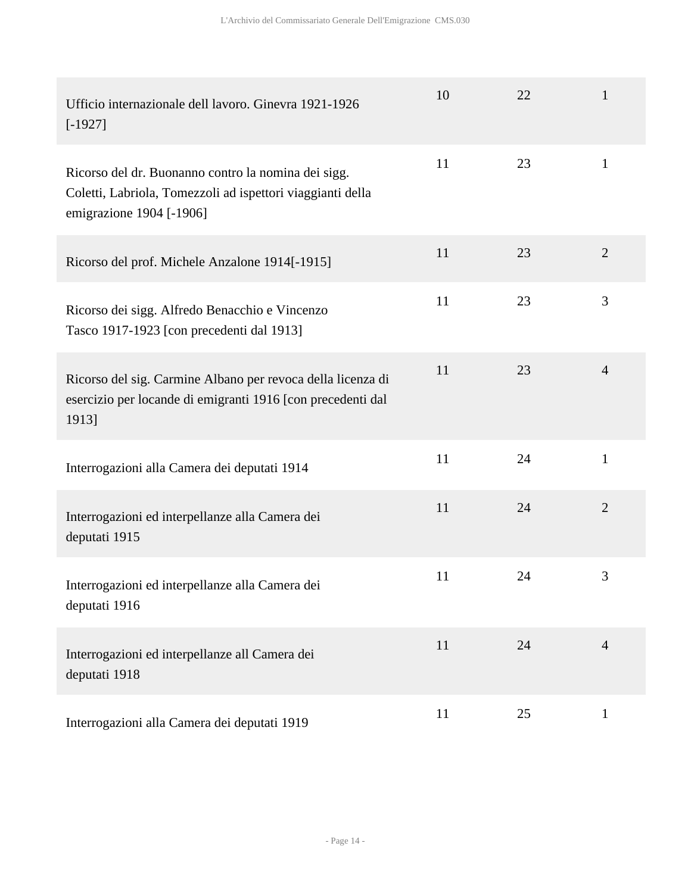| | | | |
|---|---|---|---|
| Ufficio internazionale dell lavoro. Ginevra 1921-1926 [-1927] | 10 | 22 | 1 |
| Ricorso del dr. Buonanno contro la nomina dei sigg. Coletti, Labriola, Tomezzoli ad ispettori viaggianti della emigrazione 1904 [-1906] | 11 | 23 | 1 |
| Ricorso del prof. Michele Anzalone 1914[-1915] | 11 | 23 | 2 |
| Ricorso dei sigg. Alfredo Benacchio e Vincenzo Tasco 1917-1923 [con precedenti dal 1913] | 11 | 23 | 3 |
| Ricorso del sig. Carmine Albano per revoca della licenza di esercizio per locande di emigranti 1916 [con precedenti dal 1913] | 11 | 23 | 4 |
| Interrogazioni alla Camera dei deputati 1914 | 11 | 24 | 1 |
| Interrogazioni ed interpellanze alla Camera dei deputati 1915 | 11 | 24 | 2 |
| Interrogazioni ed interpellanze alla Camera dei deputati 1916 | 11 | 24 | 3 |
| Interrogazioni ed interpellanze all Camera dei deputati 1918 | 11 | 24 | 4 |
| Interrogazioni alla Camera dei deputati 1919 | 11 | 25 | 1 |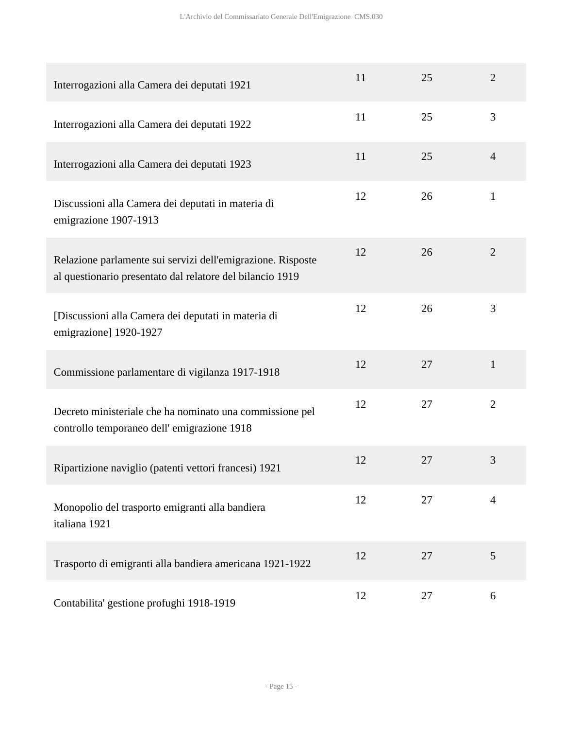| | | | |
|---|---|---|---|
| Interrogazioni alla Camera dei deputati 1921 | 11 | 25 | 2 |
| Interrogazioni alla Camera dei deputati 1922 | 11 | 25 | 3 |
| Interrogazioni alla Camera dei deputati 1923 | 11 | 25 | 4 |
| Discussioni alla Camera dei deputati in materia di emigrazione 1907-1913 | 12 | 26 | 1 |
| Relazione parlamente sui servizi dell'emigrazione. Risposte al questionario presentato dal relatore del bilancio 1919 | 12 | 26 | 2 |
| [Discussioni alla Camera dei deputati in materia di emigrazione] 1920-1927 | 12 | 26 | 3 |
| Commissione parlamentare di vigilanza 1917-1918 | 12 | 27 | 1 |
| Decreto ministeriale che ha nominato una commissione pel controllo temporaneo dell' emigrazione 1918 | 12 | 27 | 2 |
| Ripartizione naviglio (patenti vettori francesi) 1921 | 12 | 27 | 3 |
| Monopolio del trasporto emigranti alla bandiera italiana 1921 | 12 | 27 | 4 |
| Trasporto di emigranti alla bandiera americana 1921-1922 | 12 | 27 | 5 |
| Contabilita' gestione profughi 1918-1919 | 12 | 27 | 6 |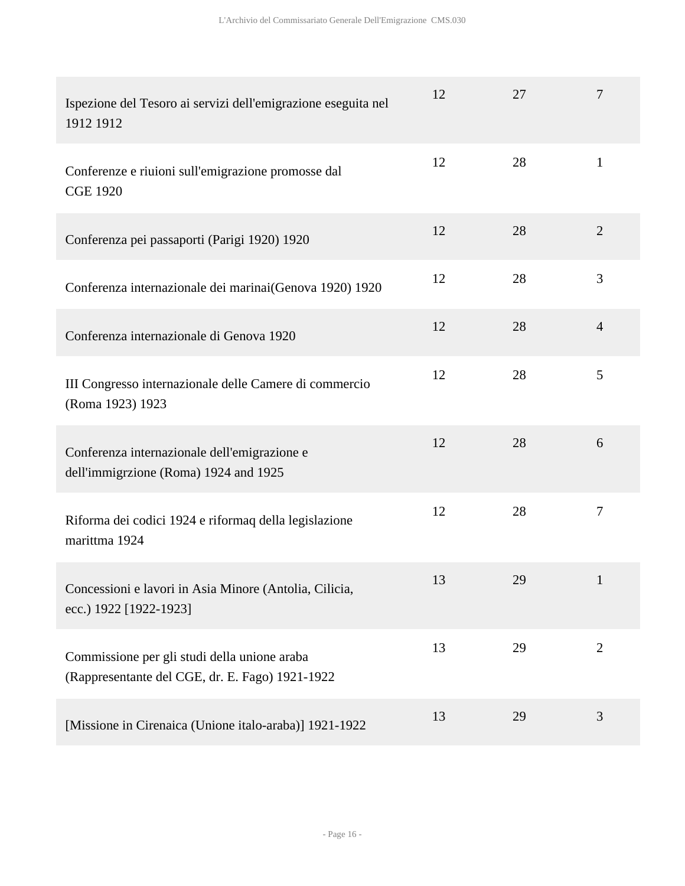| | | | |
|---|---|---|---|
| Ispezione del Tesoro ai servizi dell'emigrazione eseguita nel 1912 1912 | 12 | 27 | 7 |
| Conferenze e riuioni sull'emigrazione promosse dal CGE 1920 | 12 | 28 | 1 |
| Conferenza pei passaporti (Parigi 1920) 1920 | 12 | 28 | 2 |
| Conferenza internazionale dei marinai(Genova 1920) 1920 | 12 | 28 | 3 |
| Conferenza internazionale di Genova 1920 | 12 | 28 | 4 |
| III Congresso internazionale delle Camere di commercio (Roma 1923) 1923 | 12 | 28 | 5 |
| Conferenza internazionale dell'emigrazione e dell'immigrzione (Roma) 1924 and 1925 | 12 | 28 | 6 |
| Riforma dei codici 1924 e riformaq della legislazione marittma 1924 | 12 | 28 | 7 |
| Concessioni e lavori in Asia Minore (Antolia, Cilicia, ecc.) 1922 [1922-1923] | 13 | 29 | 1 |
| Commissione per gli studi della unione araba (Rappresentante del CGE, dr. E. Fago) 1921-1922 | 13 | 29 | 2 |
| [Missione in Cirenaica (Unione italo-araba)] 1921-1922 | 13 | 29 | 3 |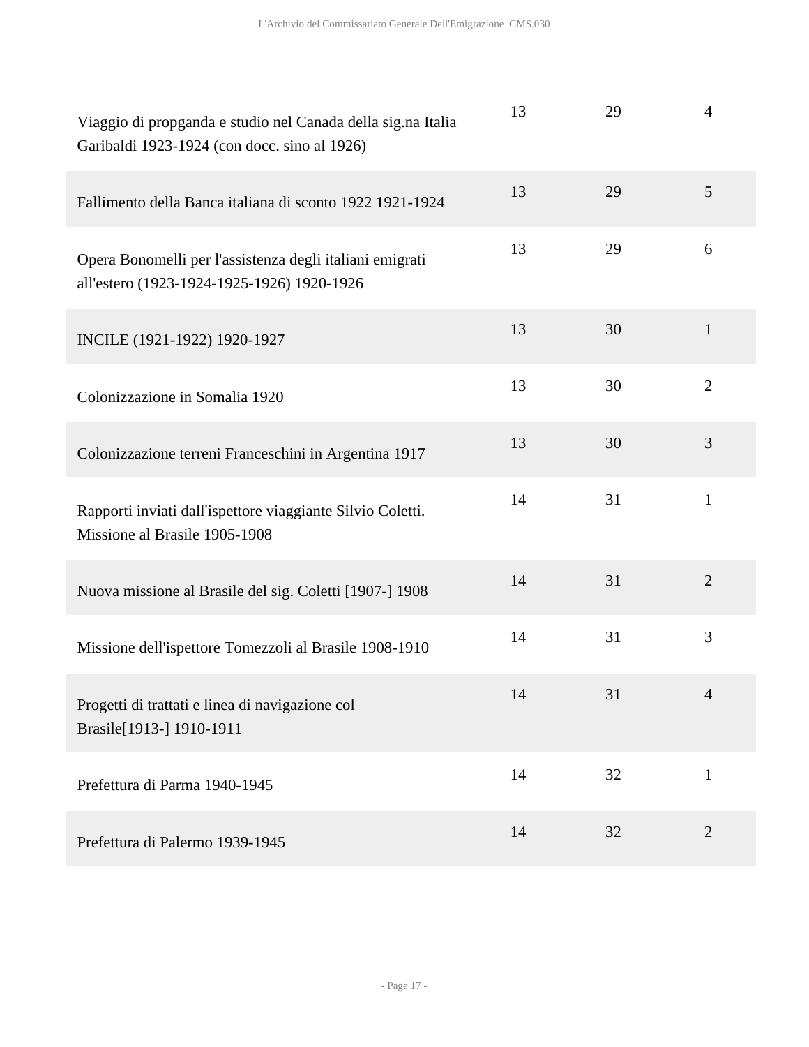| | | | |
|---|---|---|---|
| Viaggio di propganda e studio nel Canada della sig.na Italia Garibaldi 1923-1924 (con docc. sino al 1926) | 13 | 29 | 4 |
| Fallimento della Banca italiana di sconto 1922 1921-1924 | 13 | 29 | 5 |
| Opera Bonomelli per l'assistenza degli italiani emigrati all'estero (1923-1924-1925-1926) 1920-1926 | 13 | 29 | 6 |
| INCILE (1921-1922) 1920-1927 | 13 | 30 | 1 |
| Colonizzazione in Somalia 1920 | 13 | 30 | 2 |
| Colonizzazione terreni Franceschini in Argentina 1917 | 13 | 30 | 3 |
| Rapporti inviati dall'ispettore viaggiante Silvio Coletti. Missione al Brasile 1905-1908 | 14 | 31 | 1 |
| Nuova missione al Brasile del sig. Coletti [1907-] 1908 | 14 | 31 | 2 |
| Missione dell'ispettore Tomezzoli al Brasile 1908-1910 | 14 | 31 | 3 |
| Progetti di trattati e linea di navigazione col Brasile[1913-] 1910-1911 | 14 | 31 | 4 |
| Prefettura di Parma 1940-1945 | 14 | 32 | 1 |
| Prefettura di Palermo 1939-1945 | 14 | 32 | 2 |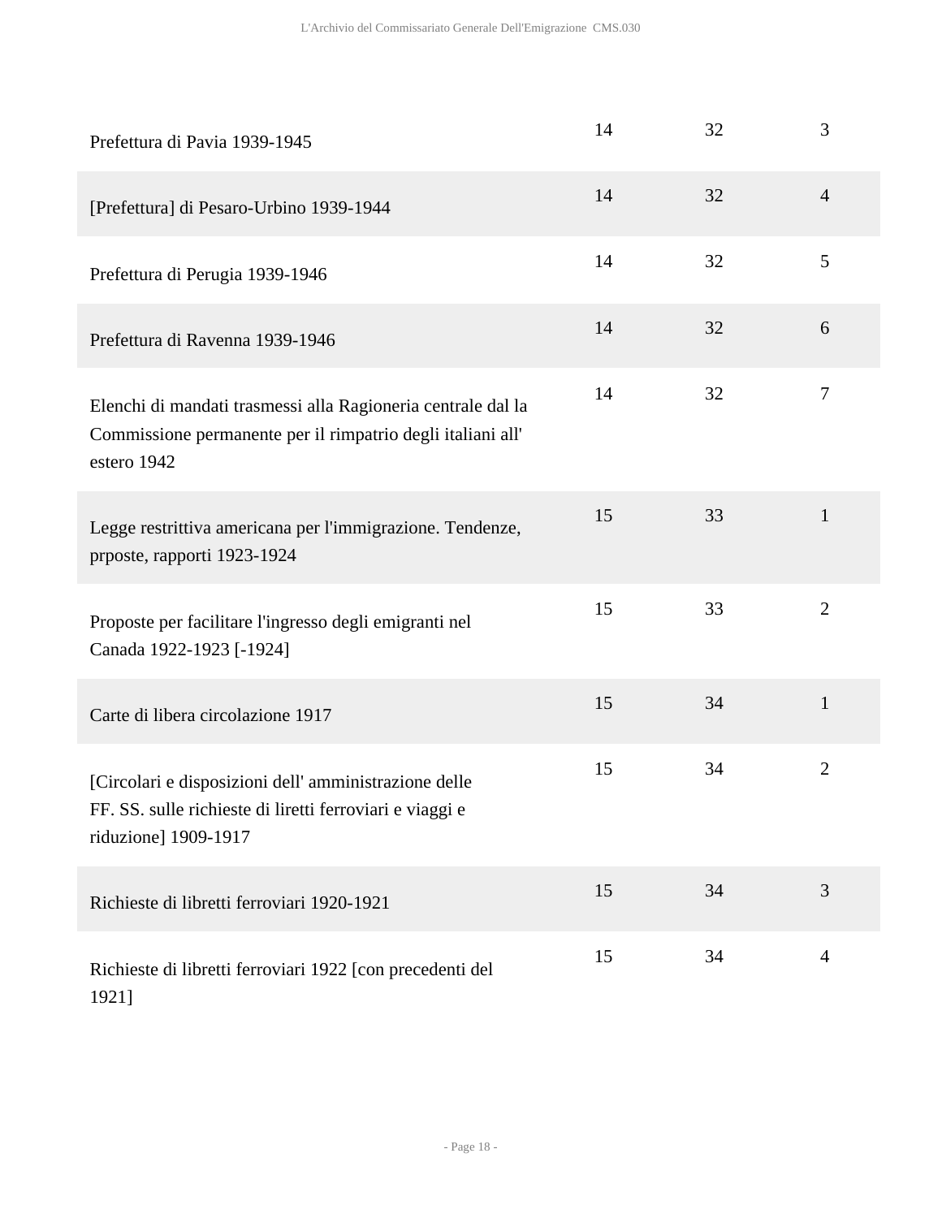| | | | |
|---|---|---|---|
| Prefettura di Pavia 1939-1945 | 14 | 32 | 3 |
| [Prefettura] di Pesaro-Urbino 1939-1944 | 14 | 32 | 4 |
| Prefettura di Perugia 1939-1946 | 14 | 32 | 5 |
| Prefettura di Ravenna 1939-1946 | 14 | 32 | 6 |
| Elenchi di mandati trasmessi alla Ragioneria centrale dal la Commissione permanente per il rimpatrio degli italiani all' estero 1942 | 14 | 32 | 7 |
| Legge restrittiva americana per l'immigrazione. Tendenze, prposte, rapporti 1923-1924 | 15 | 33 | 1 |
| Proposte per facilitare l'ingresso degli emigranti nel Canada 1922-1923 [-1924] | 15 | 33 | 2 |
| Carte di libera circolazione 1917 | 15 | 34 | 1 |
| [Circolari e disposizioni dell' amministrazione delle FF. SS. sulle richieste di liretti ferroviari e viaggi e riduzione] 1909-1917 | 15 | 34 | 2 |
| Richieste di libretti ferroviari 1920-1921 | 15 | 34 | 3 |
| Richieste di libretti ferroviari 1922 [con precedenti del 1921] | 15 | 34 | 4 |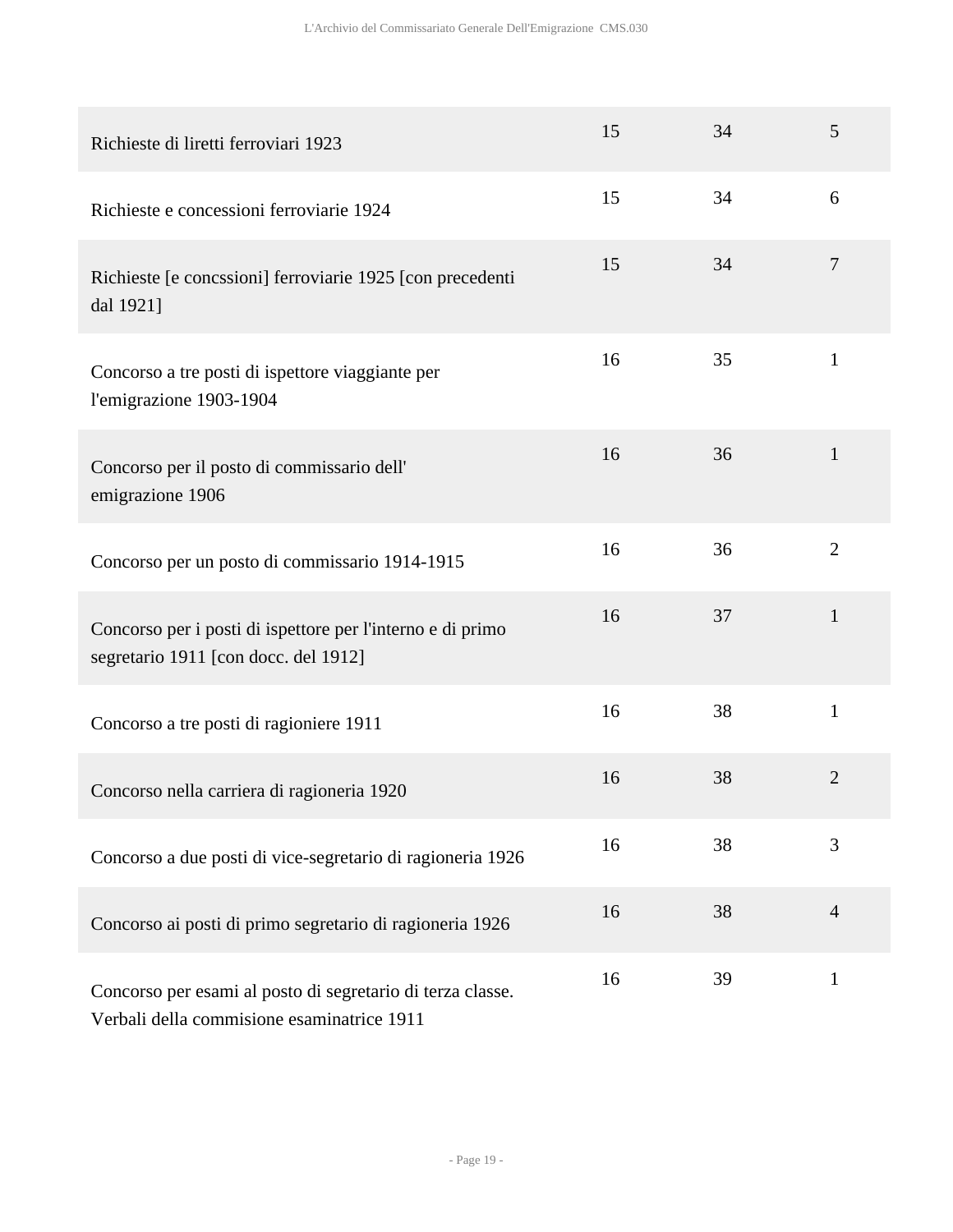| | | | |
|---|---|---|---|
| Richieste di liretti ferroviari 1923 | 15 | 34 | 5 |
| Richieste e concessioni ferroviarie 1924 | 15 | 34 | 6 |
| Richieste [e concssioni] ferroviarie 1925 [con precedenti dal 1921] | 15 | 34 | 7 |
| Concorso a tre posti di ispettore viaggiante per l'emigrazione 1903-1904 | 16 | 35 | 1 |
| Concorso per il posto di commissario dell' emigrazione 1906 | 16 | 36 | 1 |
| Concorso per un posto di commissario 1914-1915 | 16 | 36 | 2 |
| Concorso per i posti di ispettore per l'interno e di primo segretario 1911 [con docc. del 1912] | 16 | 37 | 1 |
| Concorso a tre posti di ragioniere 1911 | 16 | 38 | 1 |
| Concorso nella carriera di ragioneria 1920 | 16 | 38 | 2 |
| Concorso a due posti di vice-segretario di ragioneria 1926 | 16 | 38 | 3 |
| Concorso ai posti di primo segretario di ragioneria 1926 | 16 | 38 | 4 |
| Concorso per esami al posto di segretario di terza classe. Verbali della commisione esaminatrice 1911 | 16 | 39 | 1 |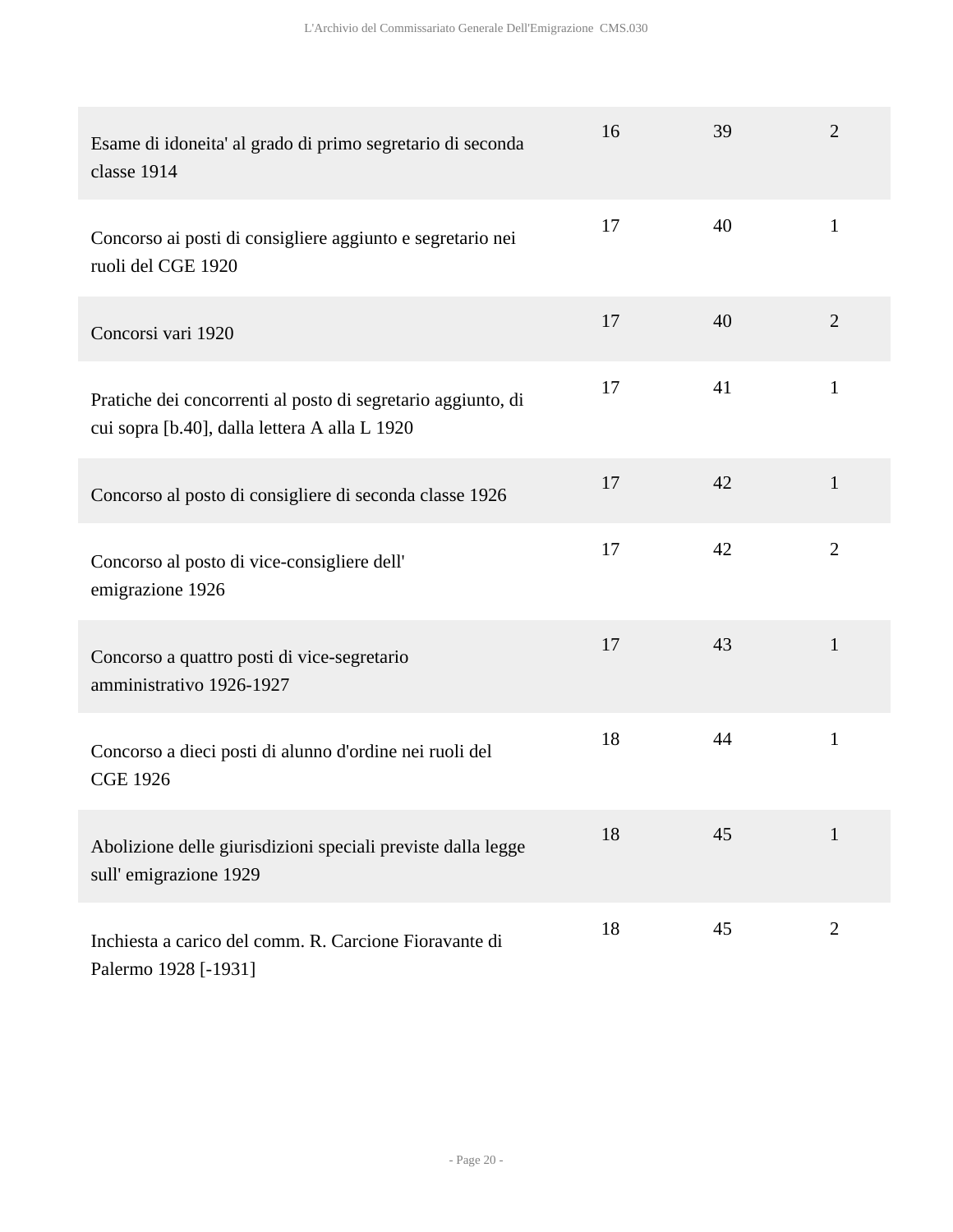| | | | |
|---|---|---|---|
| Esame di idoneita' al grado di primo segretario di seconda classe 1914 | 16 | 39 | 2 |
| Concorso ai posti di consigliere aggiunto e segretario nei ruoli del CGE 1920 | 17 | 40 | 1 |
| Concorsi vari 1920 | 17 | 40 | 2 |
| Pratiche dei concorrenti al posto di segretario aggiunto, di cui sopra [b.40], dalla lettera A alla L 1920 | 17 | 41 | 1 |
| Concorso al posto di consigliere di seconda classe 1926 | 17 | 42 | 1 |
| Concorso al posto di vice-consigliere dell' emigrazione 1926 | 17 | 42 | 2 |
| Concorso a quattro posti di vice-segretario amministrativo 1926-1927 | 17 | 43 | 1 |
| Concorso a dieci posti di alunno d'ordine nei ruoli del CGE 1926 | 18 | 44 | 1 |
| Abolizione delle giurisdizioni speciali previste dalla legge sull' emigrazione 1929 | 18 | 45 | 1 |
| Inchiesta a carico del comm. R. Carcione Fioravante di Palermo 1928 [-1931] | 18 | 45 | 2 |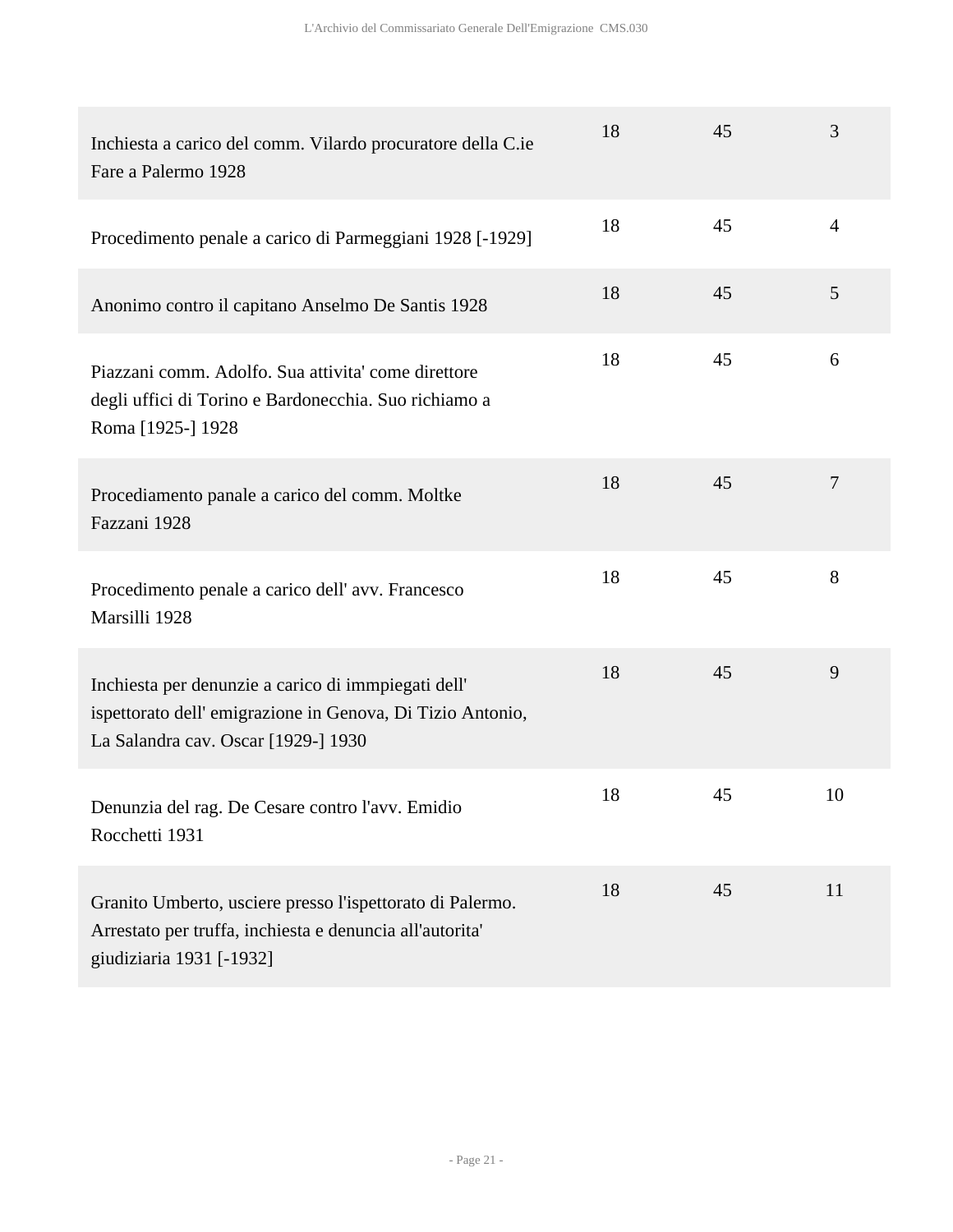| | | | |
|---|---|---|---|
| Inchiesta a carico del comm. Vilardo procuratore della C.ie Fare a Palermo 1928 | 18 | 45 | 3 |
| Procedimento penale a carico di Parmeggiani 1928 [-1929] | 18 | 45 | 4 |
| Anonimo contro il capitano Anselmo De Santis 1928 | 18 | 45 | 5 |
| Piazzani comm. Adolfo. Sua attivita' come direttore degli uffici di Torino e Bardonecchia. Suo richiamo a Roma [1925-] 1928 | 18 | 45 | 6 |
| Procediamento panale a carico del comm. Moltke Fazzani 1928 | 18 | 45 | 7 |
| Procedimento penale a carico dell' avv. Francesco Marsilli 1928 | 18 | 45 | 8 |
| Inchiesta per denunzie a carico di immpiegati dell' ispettorato dell' emigrazione in Genova, Di Tizio Antonio, La Salandra cav. Oscar [1929-] 1930 | 18 | 45 | 9 |
| Denunzia del rag. De Cesare contro l'avv. Emidio Rocchetti 1931 | 18 | 45 | 10 |
| Granito Umberto, usciere presso l'ispettorato di Palermo. Arrestato per truffa, inchiesta e denuncia all'autorita' giudiziaria 1931 [-1932] | 18 | 45 | 11 |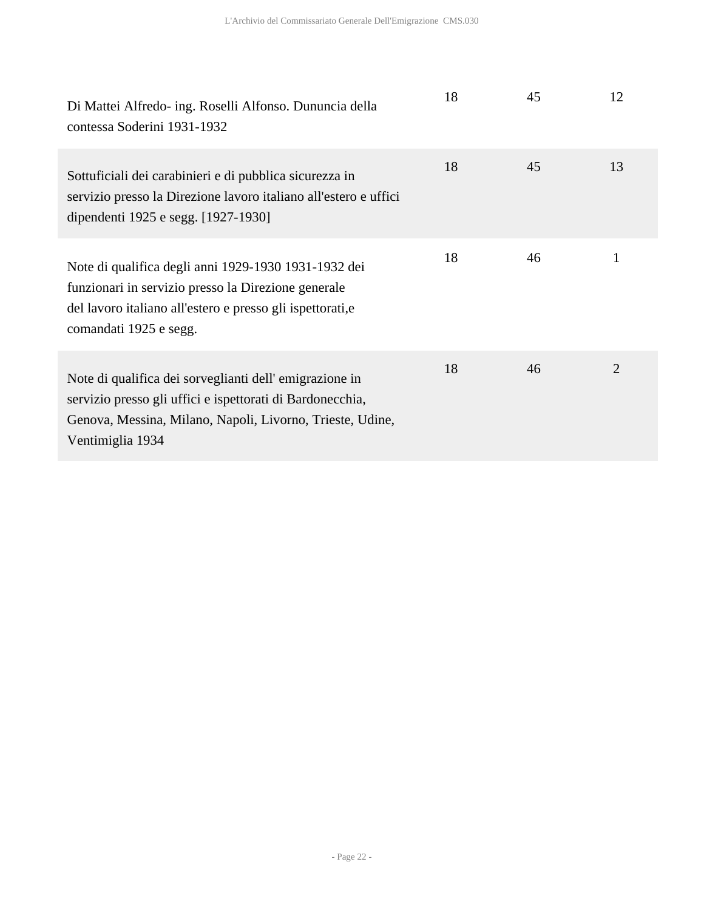| | | | |
|---|---|---|---|
| Di Mattei Alfredo- ing. Roselli Alfonso. Dununcia della contessa Soderini 1931-1932 | 18 | 45 | 12 |
| Sottuficiali dei carabinieri e di pubblica sicurezza in servizio presso la Direzione lavoro italiano all'estero e uffici dipendenti 1925 e segg. [1927-1930] | 18 | 45 | 13 |
| Note di qualifica degli anni 1929-1930 1931-1932 dei funzionari in servizio presso la Direzione generale del lavoro italiano all'estero e presso gli ispettorati,e comandati 1925 e segg. | 18 | 46 | 1 |
| Note di qualifica dei sorveglianti dell' emigrazione in servizio presso gli uffici e ispettorati di Bardonecchia, Genova, Messina, Milano, Napoli, Livorno, Trieste, Udine, Ventimiglia 1934 | 18 | 46 | 2 |